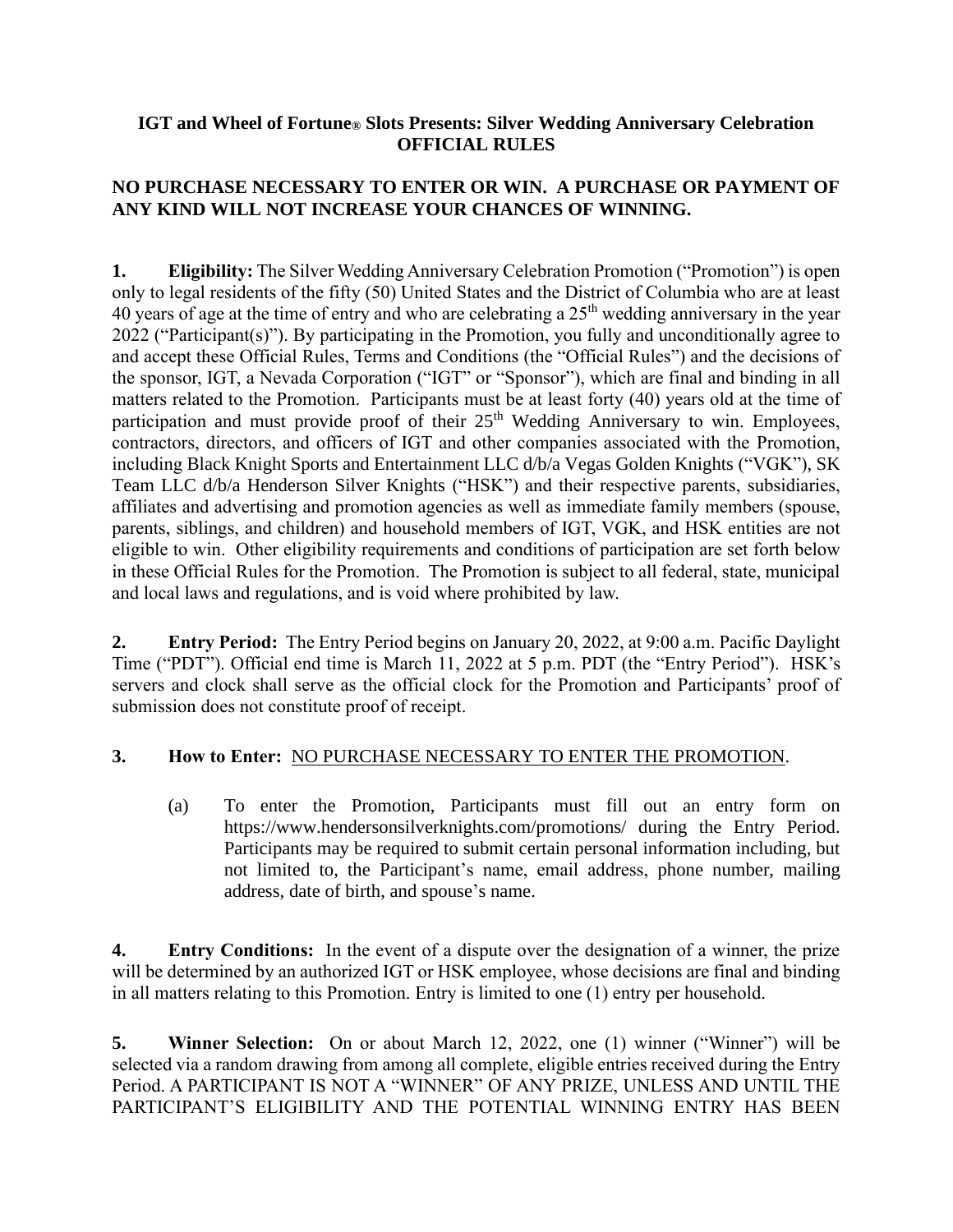**IGT and Wheel of Fortune® Slots Presents: Silver Wedding Anniversary Celebration**
**OFFICIAL RULES**

**NO PURCHASE NECESSARY TO ENTER OR WIN. A PURCHASE OR PAYMENT OF ANY KIND WILL NOT INCREASE YOUR CHANCES OF WINNING.**

**1. Eligibility:** The Silver Wedding Anniversary Celebration Promotion ("Promotion") is open only to legal residents of the fifty (50) United States and the District of Columbia who are at least 40 years of age at the time of entry and who are celebrating a 25th wedding anniversary in the year 2022 ("Participant(s)"). By participating in the Promotion, you fully and unconditionally agree to and accept these Official Rules, Terms and Conditions (the "Official Rules") and the decisions of the sponsor, IGT, a Nevada Corporation ("IGT" or "Sponsor"), which are final and binding in all matters related to the Promotion. Participants must be at least forty (40) years old at the time of participation and must provide proof of their 25th Wedding Anniversary to win. Employees, contractors, directors, and officers of IGT and other companies associated with the Promotion, including Black Knight Sports and Entertainment LLC d/b/a Vegas Golden Knights ("VGK"), SK Team LLC d/b/a Henderson Silver Knights ("HSK") and their respective parents, subsidiaries, affiliates and advertising and promotion agencies as well as immediate family members (spouse, parents, siblings, and children) and household members of IGT, VGK, and HSK entities are not eligible to win. Other eligibility requirements and conditions of participation are set forth below in these Official Rules for the Promotion. The Promotion is subject to all federal, state, municipal and local laws and regulations, and is void where prohibited by law.

**2. Entry Period:** The Entry Period begins on January 20, 2022, at 9:00 a.m. Pacific Daylight Time ("PDT"). Official end time is March 11, 2022 at 5 p.m. PDT (the "Entry Period"). HSK's servers and clock shall serve as the official clock for the Promotion and Participants' proof of submission does not constitute proof of receipt.

**3. How to Enter:** NO PURCHASE NECESSARY TO ENTER THE PROMOTION.

(a) To enter the Promotion, Participants must fill out an entry form on https://www.hendersonsilverknights.com/promotions/ during the Entry Period. Participants may be required to submit certain personal information including, but not limited to, the Participant's name, email address, phone number, mailing address, date of birth, and spouse's name.

**4. Entry Conditions:** In the event of a dispute over the designation of a winner, the prize will be determined by an authorized IGT or HSK employee, whose decisions are final and binding in all matters relating to this Promotion. Entry is limited to one (1) entry per household.

**5. Winner Selection:** On or about March 12, 2022, one (1) winner ("Winner") will be selected via a random drawing from among all complete, eligible entries received during the Entry Period. A PARTICIPANT IS NOT A "WINNER" OF ANY PRIZE, UNLESS AND UNTIL THE PARTICIPANT'S ELIGIBILITY AND THE POTENTIAL WINNING ENTRY HAS BEEN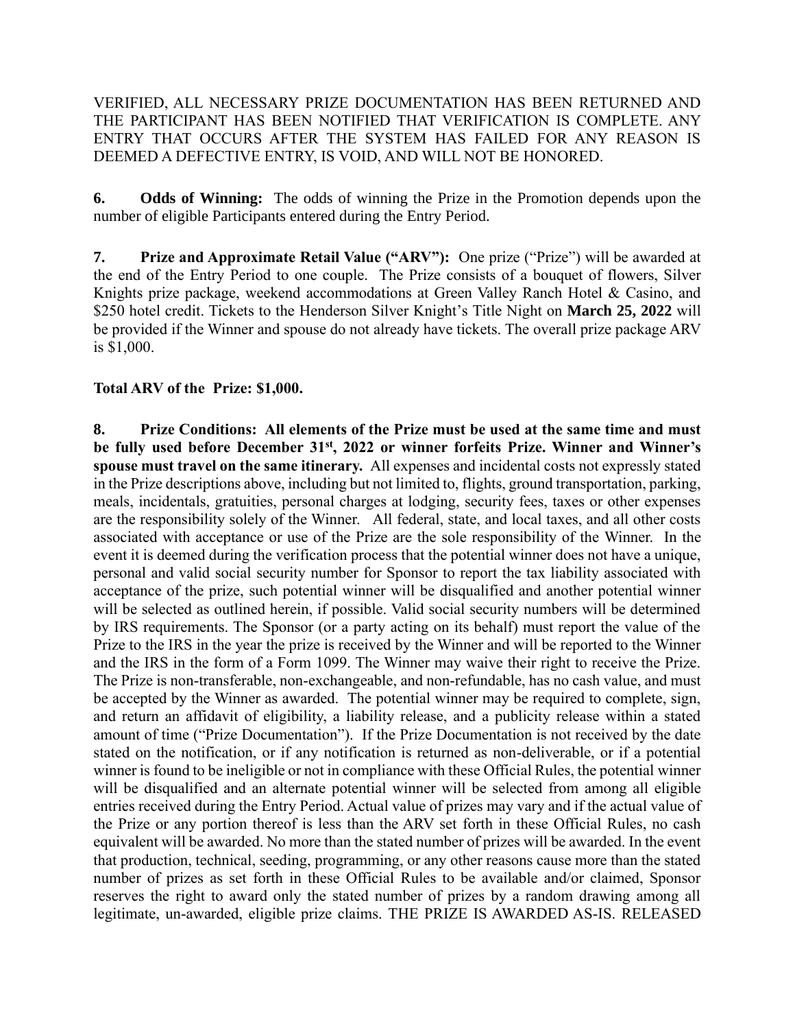VERIFIED, ALL NECESSARY PRIZE DOCUMENTATION HAS BEEN RETURNED AND THE PARTICIPANT HAS BEEN NOTIFIED THAT VERIFICATION IS COMPLETE. ANY ENTRY THAT OCCURS AFTER THE SYSTEM HAS FAILED FOR ANY REASON IS DEEMED A DEFECTIVE ENTRY, IS VOID, AND WILL NOT BE HONORED.

**6. Odds of Winning:** The odds of winning the Prize in the Promotion depends upon the number of eligible Participants entered during the Entry Period.

**7. Prize and Approximate Retail Value ("ARV"):** One prize ("Prize") will be awarded at the end of the Entry Period to one couple. The Prize consists of a bouquet of flowers, Silver Knights prize package, weekend accommodations at Green Valley Ranch Hotel & Casino, and $250 hotel credit. Tickets to the Henderson Silver Knight's Title Night on **March 25, 2022** will be provided if the Winner and spouse do not already have tickets. The overall prize package ARV is $1,000.

**Total ARV of the Prize: $1,000.**

**8. Prize Conditions: All elements of the Prize must be used at the same time and must be fully used before December 31st, 2022 or winner forfeits Prize. Winner and Winner's spouse must travel on the same itinerary.** All expenses and incidental costs not expressly stated in the Prize descriptions above, including but not limited to, flights, ground transportation, parking, meals, incidentals, gratuities, personal charges at lodging, security fees, taxes or other expenses are the responsibility solely of the Winner. All federal, state, and local taxes, and all other costs associated with acceptance or use of the Prize are the sole responsibility of the Winner. In the event it is deemed during the verification process that the potential winner does not have a unique, personal and valid social security number for Sponsor to report the tax liability associated with acceptance of the prize, such potential winner will be disqualified and another potential winner will be selected as outlined herein, if possible. Valid social security numbers will be determined by IRS requirements. The Sponsor (or a party acting on its behalf) must report the value of the Prize to the IRS in the year the prize is received by the Winner and will be reported to the Winner and the IRS in the form of a Form 1099. The Winner may waive their right to receive the Prize. The Prize is non-transferable, non-exchangeable, and non-refundable, has no cash value, and must be accepted by the Winner as awarded. The potential winner may be required to complete, sign, and return an affidavit of eligibility, a liability release, and a publicity release within a stated amount of time ("Prize Documentation"). If the Prize Documentation is not received by the date stated on the notification, or if any notification is returned as non-deliverable, or if a potential winner is found to be ineligible or not in compliance with these Official Rules, the potential winner will be disqualified and an alternate potential winner will be selected from among all eligible entries received during the Entry Period. Actual value of prizes may vary and if the actual value of the Prize or any portion thereof is less than the ARV set forth in these Official Rules, no cash equivalent will be awarded. No more than the stated number of prizes will be awarded. In the event that production, technical, seeding, programming, or any other reasons cause more than the stated number of prizes as set forth in these Official Rules to be available and/or claimed, Sponsor reserves the right to award only the stated number of prizes by a random drawing among all legitimate, un-awarded, eligible prize claims. THE PRIZE IS AWARDED AS-IS. RELEASED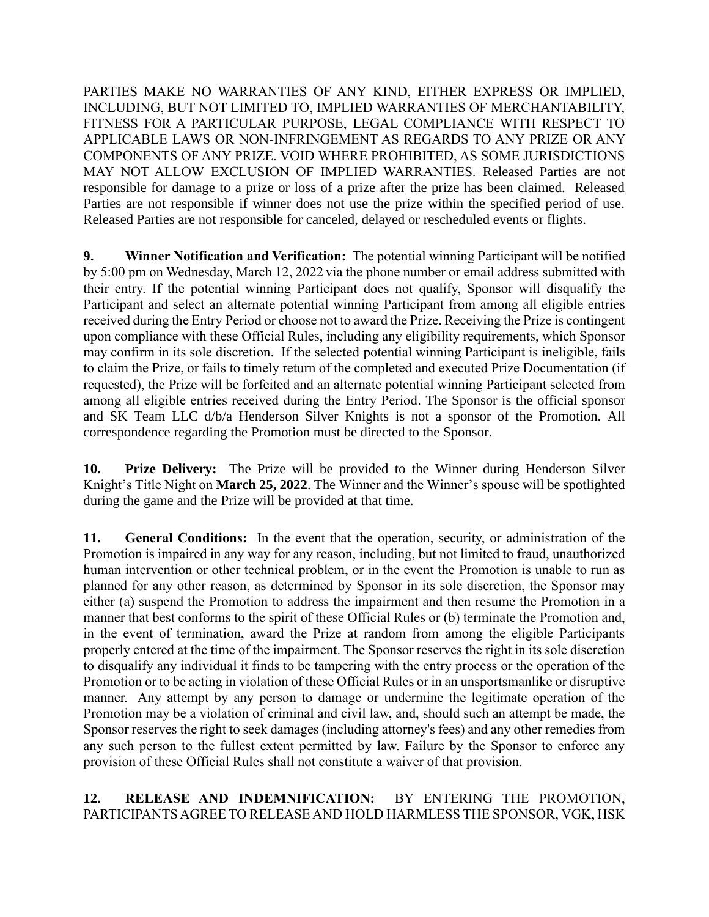PARTIES MAKE NO WARRANTIES OF ANY KIND, EITHER EXPRESS OR IMPLIED, INCLUDING, BUT NOT LIMITED TO, IMPLIED WARRANTIES OF MERCHANTABILITY, FITNESS FOR A PARTICULAR PURPOSE, LEGAL COMPLIANCE WITH RESPECT TO APPLICABLE LAWS OR NON-INFRINGEMENT AS REGARDS TO ANY PRIZE OR ANY COMPONENTS OF ANY PRIZE. VOID WHERE PROHIBITED, AS SOME JURISDICTIONS MAY NOT ALLOW EXCLUSION OF IMPLIED WARRANTIES. Released Parties are not responsible for damage to a prize or loss of a prize after the prize has been claimed. Released Parties are not responsible if winner does not use the prize within the specified period of use. Released Parties are not responsible for canceled, delayed or rescheduled events or flights.

**9. Winner Notification and Verification:** The potential winning Participant will be notified by 5:00 pm on Wednesday, March 12, 2022 via the phone number or email address submitted with their entry. If the potential winning Participant does not qualify, Sponsor will disqualify the Participant and select an alternate potential winning Participant from among all eligible entries received during the Entry Period or choose not to award the Prize. Receiving the Prize is contingent upon compliance with these Official Rules, including any eligibility requirements, which Sponsor may confirm in its sole discretion. If the selected potential winning Participant is ineligible, fails to claim the Prize, or fails to timely return of the completed and executed Prize Documentation (if requested), the Prize will be forfeited and an alternate potential winning Participant selected from among all eligible entries received during the Entry Period. The Sponsor is the official sponsor and SK Team LLC d/b/a Henderson Silver Knights is not a sponsor of the Promotion. All correspondence regarding the Promotion must be directed to the Sponsor.

**10. Prize Delivery:** The Prize will be provided to the Winner during Henderson Silver Knight's Title Night on **March 25, 2022**. The Winner and the Winner's spouse will be spotlighted during the game and the Prize will be provided at that time.

**11. General Conditions:** In the event that the operation, security, or administration of the Promotion is impaired in any way for any reason, including, but not limited to fraud, unauthorized human intervention or other technical problem, or in the event the Promotion is unable to run as planned for any other reason, as determined by Sponsor in its sole discretion, the Sponsor may either (a) suspend the Promotion to address the impairment and then resume the Promotion in a manner that best conforms to the spirit of these Official Rules or (b) terminate the Promotion and, in the event of termination, award the Prize at random from among the eligible Participants properly entered at the time of the impairment. The Sponsor reserves the right in its sole discretion to disqualify any individual it finds to be tampering with the entry process or the operation of the Promotion or to be acting in violation of these Official Rules or in an unsportsmanlike or disruptive manner. Any attempt by any person to damage or undermine the legitimate operation of the Promotion may be a violation of criminal and civil law, and, should such an attempt be made, the Sponsor reserves the right to seek damages (including attorney's fees) and any other remedies from any such person to the fullest extent permitted by law. Failure by the Sponsor to enforce any provision of these Official Rules shall not constitute a waiver of that provision.

**12. RELEASE AND INDEMNIFICATION:** BY ENTERING THE PROMOTION, PARTICIPANTS AGREE TO RELEASE AND HOLD HARMLESS THE SPONSOR, VGK, HSK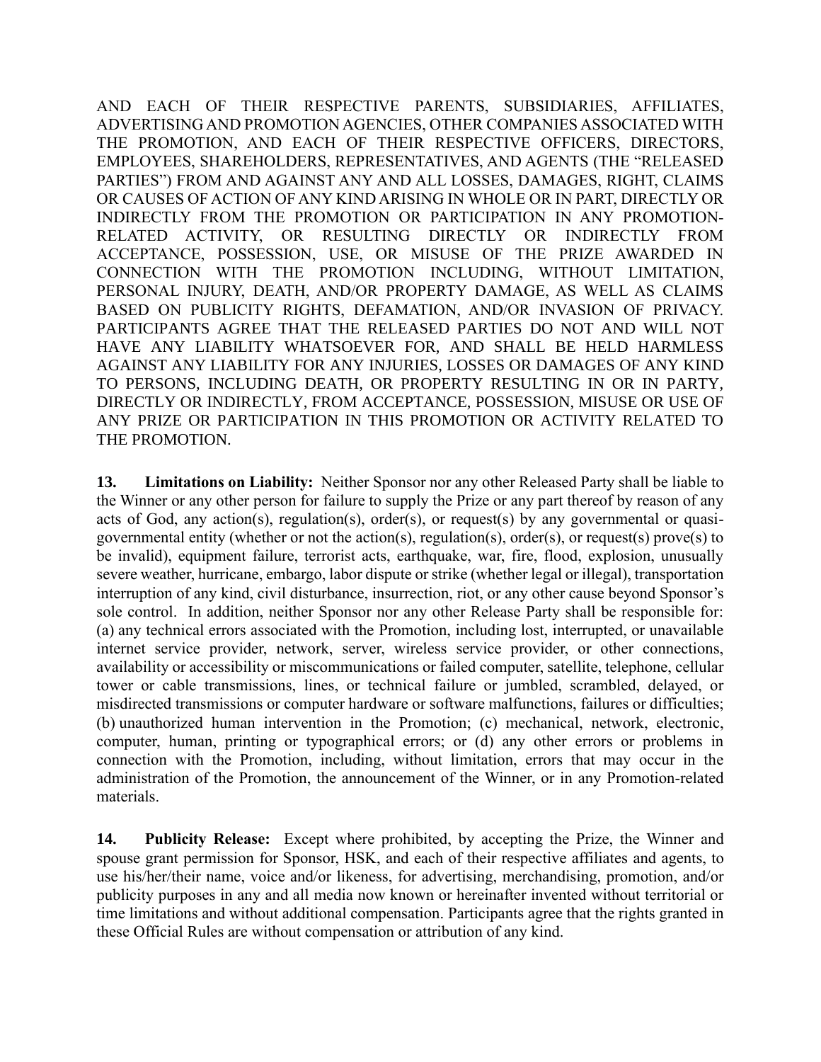AND EACH OF THEIR RESPECTIVE PARENTS, SUBSIDIARIES, AFFILIATES, ADVERTISING AND PROMOTION AGENCIES, OTHER COMPANIES ASSOCIATED WITH THE PROMOTION, AND EACH OF THEIR RESPECTIVE OFFICERS, DIRECTORS, EMPLOYEES, SHAREHOLDERS, REPRESENTATIVES, AND AGENTS (THE "RELEASED PARTIES") FROM AND AGAINST ANY AND ALL LOSSES, DAMAGES, RIGHT, CLAIMS OR CAUSES OF ACTION OF ANY KIND ARISING IN WHOLE OR IN PART, DIRECTLY OR INDIRECTLY FROM THE PROMOTION OR PARTICIPATION IN ANY PROMOTION-RELATED ACTIVITY, OR RESULTING DIRECTLY OR INDIRECTLY FROM ACCEPTANCE, POSSESSION, USE, OR MISUSE OF THE PRIZE AWARDED IN CONNECTION WITH THE PROMOTION INCLUDING, WITHOUT LIMITATION, PERSONAL INJURY, DEATH, AND/OR PROPERTY DAMAGE, AS WELL AS CLAIMS BASED ON PUBLICITY RIGHTS, DEFAMATION, AND/OR INVASION OF PRIVACY. PARTICIPANTS AGREE THAT THE RELEASED PARTIES DO NOT AND WILL NOT HAVE ANY LIABILITY WHATSOEVER FOR, AND SHALL BE HELD HARMLESS AGAINST ANY LIABILITY FOR ANY INJURIES, LOSSES OR DAMAGES OF ANY KIND TO PERSONS, INCLUDING DEATH, OR PROPERTY RESULTING IN OR IN PARTY, DIRECTLY OR INDIRECTLY, FROM ACCEPTANCE, POSSESSION, MISUSE OR USE OF ANY PRIZE OR PARTICIPATION IN THIS PROMOTION OR ACTIVITY RELATED TO THE PROMOTION.

**13. Limitations on Liability:** Neither Sponsor nor any other Released Party shall be liable to the Winner or any other person for failure to supply the Prize or any part thereof by reason of any acts of God, any action(s), regulation(s), order(s), or request(s) by any governmental or quasi-governmental entity (whether or not the action(s), regulation(s), order(s), or request(s) prove(s) to be invalid), equipment failure, terrorist acts, earthquake, war, fire, flood, explosion, unusually severe weather, hurricane, embargo, labor dispute or strike (whether legal or illegal), transportation interruption of any kind, civil disturbance, insurrection, riot, or any other cause beyond Sponsor's sole control. In addition, neither Sponsor nor any other Release Party shall be responsible for: (a) any technical errors associated with the Promotion, including lost, interrupted, or unavailable internet service provider, network, server, wireless service provider, or other connections, availability or accessibility or miscommunications or failed computer, satellite, telephone, cellular tower or cable transmissions, lines, or technical failure or jumbled, scrambled, delayed, or misdirected transmissions or computer hardware or software malfunctions, failures or difficulties; (b) unauthorized human intervention in the Promotion; (c) mechanical, network, electronic, computer, human, printing or typographical errors; or (d) any other errors or problems in connection with the Promotion, including, without limitation, errors that may occur in the administration of the Promotion, the announcement of the Winner, or in any Promotion-related materials.

**14. Publicity Release:** Except where prohibited, by accepting the Prize, the Winner and spouse grant permission for Sponsor, HSK, and each of their respective affiliates and agents, to use his/her/their name, voice and/or likeness, for advertising, merchandising, promotion, and/or publicity purposes in any and all media now known or hereinafter invented without territorial or time limitations and without additional compensation. Participants agree that the rights granted in these Official Rules are without compensation or attribution of any kind.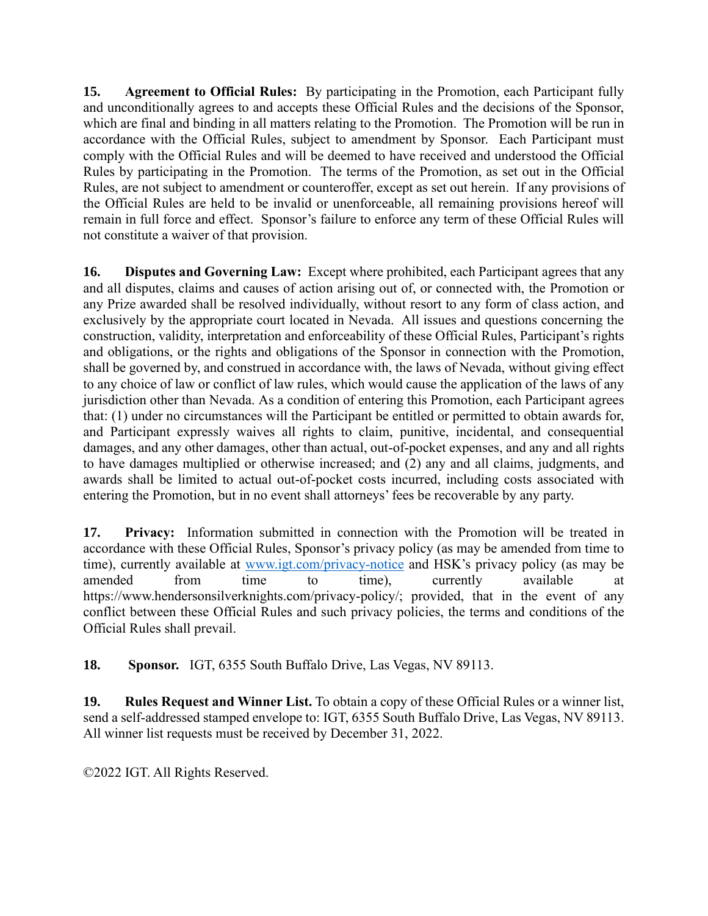**15. Agreement to Official Rules:** By participating in the Promotion, each Participant fully and unconditionally agrees to and accepts these Official Rules and the decisions of the Sponsor, which are final and binding in all matters relating to the Promotion. The Promotion will be run in accordance with the Official Rules, subject to amendment by Sponsor. Each Participant must comply with the Official Rules and will be deemed to have received and understood the Official Rules by participating in the Promotion. The terms of the Promotion, as set out in the Official Rules, are not subject to amendment or counteroffer, except as set out herein. If any provisions of the Official Rules are held to be invalid or unenforceable, all remaining provisions hereof will remain in full force and effect. Sponsor's failure to enforce any term of these Official Rules will not constitute a waiver of that provision.

**16. Disputes and Governing Law:** Except where prohibited, each Participant agrees that any and all disputes, claims and causes of action arising out of, or connected with, the Promotion or any Prize awarded shall be resolved individually, without resort to any form of class action, and exclusively by the appropriate court located in Nevada. All issues and questions concerning the construction, validity, interpretation and enforceability of these Official Rules, Participant's rights and obligations, or the rights and obligations of the Sponsor in connection with the Promotion, shall be governed by, and construed in accordance with, the laws of Nevada, without giving effect to any choice of law or conflict of law rules, which would cause the application of the laws of any jurisdiction other than Nevada. As a condition of entering this Promotion, each Participant agrees that: (1) under no circumstances will the Participant be entitled or permitted to obtain awards for, and Participant expressly waives all rights to claim, punitive, incidental, and consequential damages, and any other damages, other than actual, out-of-pocket expenses, and any and all rights to have damages multiplied or otherwise increased; and (2) any and all claims, judgments, and awards shall be limited to actual out-of-pocket costs incurred, including costs associated with entering the Promotion, but in no event shall attorneys' fees be recoverable by any party.

**17. Privacy:** Information submitted in connection with the Promotion will be treated in accordance with these Official Rules, Sponsor's privacy policy (as may be amended from time to time), currently available at [www.igt.com/privacy-notice](www.igt.com/privacy-notice) and HSK's privacy policy (as may be amended from time to time), currently available at https://www.hendersonsilverknights.com/privacy-policy/; provided, that in the event of any conflict between these Official Rules and such privacy policies, the terms and conditions of the Official Rules shall prevail.

**18. Sponsor.** IGT, 6355 South Buffalo Drive, Las Vegas, NV 89113.

**19. Rules Request and Winner List.** To obtain a copy of these Official Rules or a winner list, send a self-addressed stamped envelope to: IGT, 6355 South Buffalo Drive, Las Vegas, NV 89113. All winner list requests must be received by December 31, 2022.

©2022 IGT. All Rights Reserved.